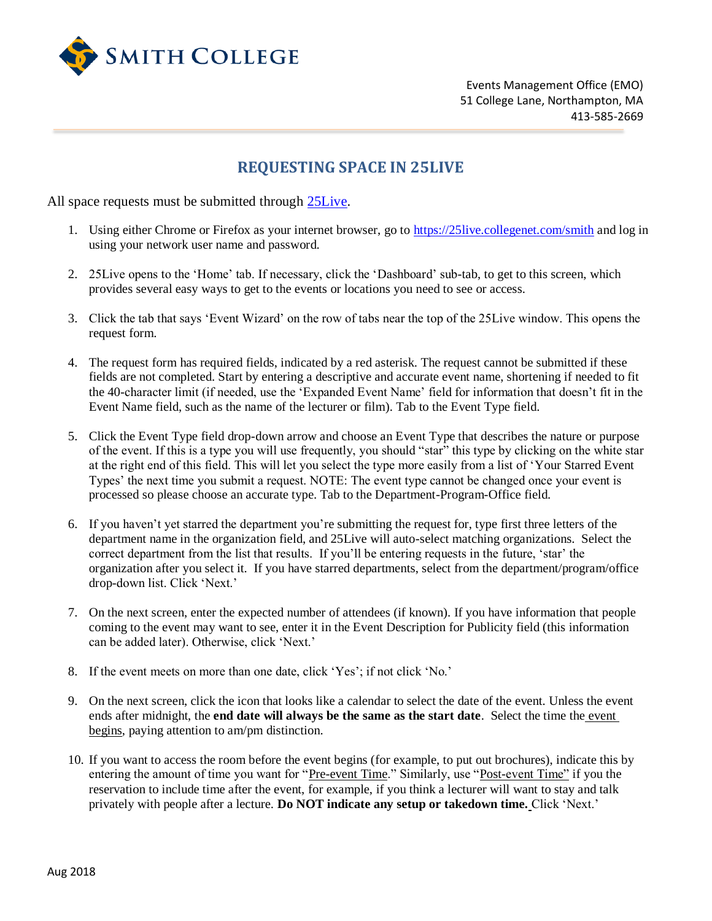Smith College

Events Management Office (EMO)
51 College Lane, Northampton, MA
413-585-2669

# REQUESTING SPACE IN 25LIVE

All space requests must be submitted through [25Live](https://25live.collegenet.com/smith).

1. Using either Chrome or Firefox as your internet browser, go to [https://25live.collegenet.com/smith](https://25live.collegenet.com/smith) and log in using your network user name and password.

2. 25Live opens to the 'Home' tab. If necessary, click the 'Dashboard' sub-tab, to get to this screen, which provides several easy ways to get to the events or locations you need to see or access.

3. Click the tab that says 'Event Wizard' on the row of tabs near the top of the 25Live window. This opens the request form.

4. The request form has required fields, indicated by a red asterisk. The request cannot be submitted if these fields are not completed. Start by entering a descriptive and accurate event name, shortening if needed to fit the 40-character limit (if needed, use the 'Expanded Event Name' field for information that doesn't fit in the Event Name field, such as the name of the lecturer or film). Tab to the Event Type field.

5. Click the Event Type field drop-down arrow and choose an Event Type that describes the nature or purpose of the event. If this is a type you will use frequently, you should "star" this type by clicking on the white star at the right end of this field. This will let you select the type more easily from a list of 'Your Starred Event Types' the next time you submit a request. NOTE: The event type cannot be changed once your event is processed so please choose an accurate type. Tab to the Department-Program-Office field.

6. If you haven't yet starred the department you're submitting the request for, type first three letters of the department name in the organization field, and 25Live will auto-select matching organizations. Select the correct department from the list that results. If you'll be entering requests in the future, 'star' the organization after you select it. If you have starred departments, select from the department/program/office drop-down list. Click 'Next.'

7. On the next screen, enter the expected number of attendees (if known). If you have information that people coming to the event may want to see, enter it in the Event Description for Publicity field (this information can be added later). Otherwise, click 'Next.'

8. If the event meets on more than one date, click 'Yes'; if not click 'No.'

9. On the next screen, click the icon that looks like a calendar to select the date of the event. Unless the event ends after midnight, the **end date will always be the same as the start date**. Select the time the event begins, paying attention to am/pm distinction.

10. If you want to access the room before the event begins (for example, to put out brochures), indicate this by entering the amount of time you want for "Pre-event Time." Similarly, use "Post-event Time" if you the reservation to include time after the event, for example, if you think a lecturer will want to stay and talk privately with people after a lecture. **Do NOT indicate any setup or takedown time.** Click 'Next.'

Aug 2018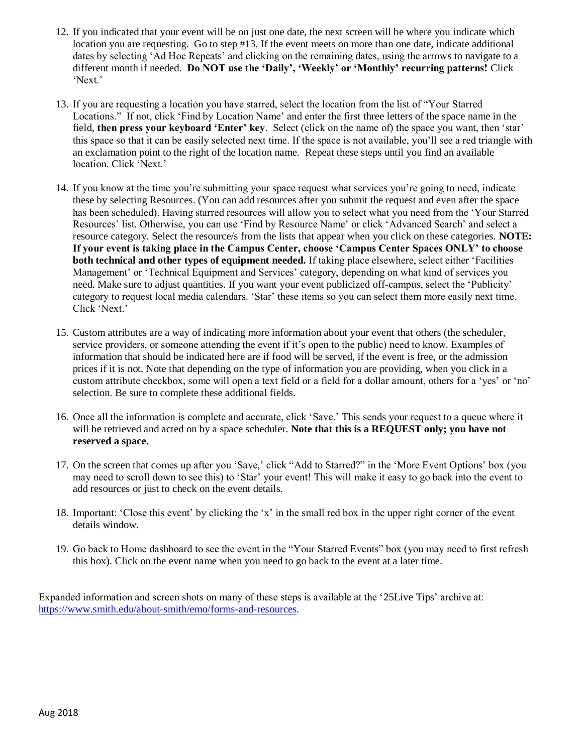12. If you indicated that your event will be on just one date, the next screen will be where you indicate which location you are requesting. Go to step #13. If the event meets on more than one date, indicate additional dates by selecting 'Ad Hoc Repeats' and clicking on the remaining dates, using the arrows to navigate to a different month if needed. **Do NOT use the 'Daily', 'Weekly' or 'Monthly' recurring patterns!** Click 'Next.'

13. If you are requesting a location you have starred, select the location from the list of "Your Starred Locations." If not, click 'Find by Location Name' and enter the first three letters of the space name in the field, **then press your keyboard 'Enter' key**. Select (click on the name of) the space you want, then 'star' this space so that it can be easily selected next time. If the space is not available, you'll see a red triangle with an exclamation point to the right of the location name. Repeat these steps until you find an available location. Click 'Next.'

14. If you know at the time you're submitting your space request what services you're going to need, indicate these by selecting Resources. (You can add resources after you submit the request and even after the space has been scheduled). Having starred resources will allow you to select what you need from the 'Your Starred Resources' list. Otherwise, you can use 'Find by Resource Name' or click 'Advanced Search' and select a resource category. Select the resource/s from the lists that appear when you click on these categories. **NOTE: If your event is taking place in the Campus Center, choose 'Campus Center Spaces ONLY' to choose both technical and other types of equipment needed.** If taking place elsewhere, select either 'Facilities Management' or 'Technical Equipment and Services' category, depending on what kind of services you need. Make sure to adjust quantities. If you want your event publicized off-campus, select the 'Publicity' category to request local media calendars. 'Star' these items so you can select them more easily next time. Click 'Next.'

15. Custom attributes are a way of indicating more information about your event that others (the scheduler, service providers, or someone attending the event if it's open to the public) need to know. Examples of information that should be indicated here are if food will be served, if the event is free, or the admission prices if it is not. Note that depending on the type of information you are providing, when you click in a custom attribute checkbox, some will open a text field or a field for a dollar amount, others for a 'yes' or 'no' selection. Be sure to complete these additional fields.

16. Once all the information is complete and accurate, click 'Save.' This sends your request to a queue where it will be retrieved and acted on by a space scheduler. **Note that this is a REQUEST only; you have not reserved a space.**

17. On the screen that comes up after you 'Save,' click "Add to Starred?" in the 'More Event Options' box (you may need to scroll down to see this) to 'Star' your event! This will make it easy to go back into the event to add resources or just to check on the event details.

18. Important: 'Close this event' by clicking the 'x' in the small red box in the upper right corner of the event details window.

19. Go back to Home dashboard to see the event in the "Your Starred Events" box (you may need to first refresh this box). Click on the event name when you need to go back to the event at a later time.

Expanded information and screen shots on many of these steps is available at the '25Live Tips' archive at: [https://www.smith.edu/about-smith/emo/forms-and-resources](https://www.smith.edu/about-smith/emo/forms-and-resources).

Aug 2018